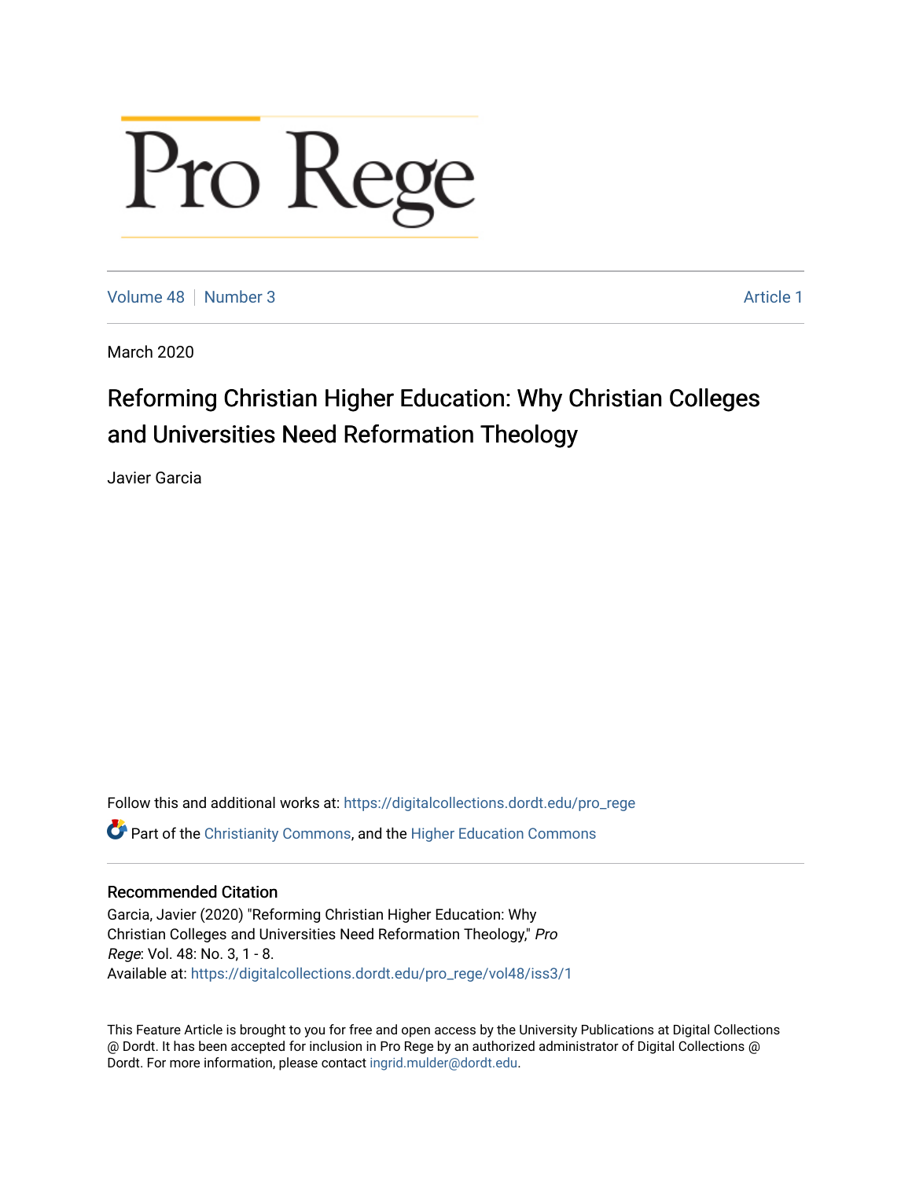# Pro Rege

Volume 48 | Number 3 | Article 1

March 2020

## Reforming Christian Higher Education: Why Christian Colleges and Universities Need Reformation Theology

Javier Garcia

Follow this and additional works at: https://digitalcollections.dordt.edu/pro_rege

Part of the Christianity Commons, and the Higher Education Commons

### Recommended Citation

Garcia, Javier (2020) "Reforming Christian Higher Education: Why Christian Colleges and Universities Need Reformation Theology," *Pro Rege*: Vol. 48: No. 3, 1 - 8.
Available at: https://digitalcollections.dordt.edu/pro_rege/vol48/iss3/1

This Feature Article is brought to you for free and open access by the University Publications at Digital Collections @ Dordt. It has been accepted for inclusion in Pro Rege by an authorized administrator of Digital Collections @ Dordt. For more information, please contact ingrid.mulder@dordt.edu.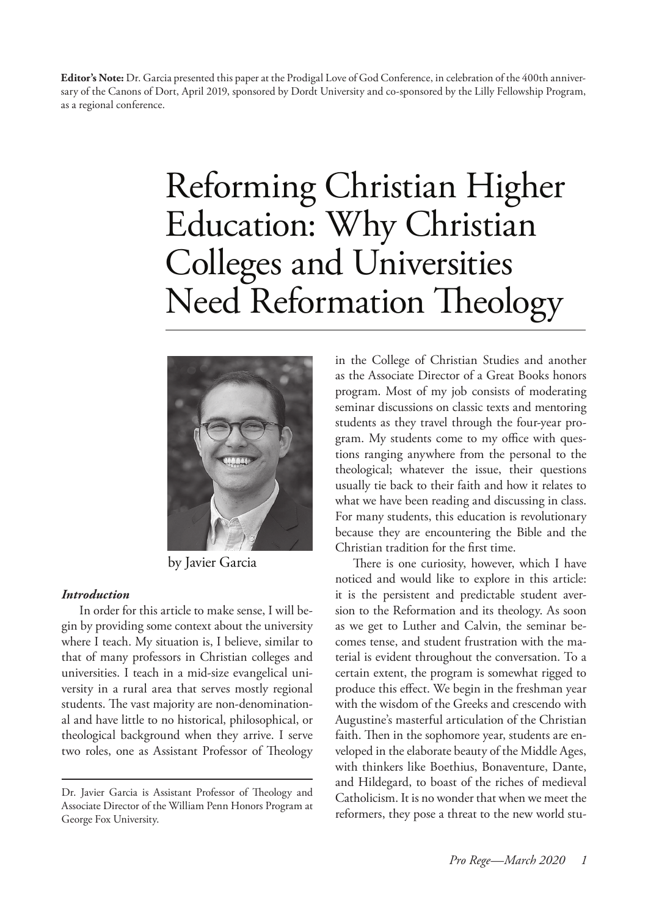**Editor's Note:** Dr. Garcia presented this paper at the Prodigal Love of God Conference, in celebration of the 400th anniversary of the Canons of Dort, April 2019, sponsored by Dordt University and co-sponsored by the Lilly Fellowship Program, as a regional conference.

# Reforming Christian Higher Education: Why Christian Colleges and Universities Need Reformation Theology

by Javier Garcia

### *Introduction*

In order for this article to make sense, I will begin by providing some context about the university where I teach. My situation is, I believe, similar to that of many professors in Christian colleges and universities. I teach in a mid-size evangelical university in a rural area that serves mostly regional students. The vast majority are non-denominational and have little to no historical, philosophical, or theological background when they arrive. I serve two roles, one as Assistant Professor of Theology in the College of Christian Studies and another as the Associate Director of a Great Books honors program. Most of my job consists of moderating seminar discussions on classic texts and mentoring students as they travel through the four-year program. My students come to my office with questions ranging anywhere from the personal to the theological; whatever the issue, their questions usually tie back to their faith and how it relates to what we have been reading and discussing in class. For many students, this education is revolutionary because they are encountering the Bible and the Christian tradition for the first time.

There is one curiosity, however, which I have noticed and would like to explore in this article: it is the persistent and predictable student aversion to the Reformation and its theology. As soon as we get to Luther and Calvin, the seminar becomes tense, and student frustration with the material is evident throughout the conversation. To a certain extent, the program is somewhat rigged to produce this effect. We begin in the freshman year with the wisdom of the Greeks and crescendo with Augustine's masterful articulation of the Christian faith. Then in the sophomore year, students are enveloped in the elaborate beauty of the Middle Ages, with thinkers like Boethius, Bonaventure, Dante, and Hildegard, to boast of the riches of medieval Catholicism. It is no wonder that when we meet the reformers, they pose a threat to the new world stu-

Dr. Javier Garcia is Assistant Professor of Theology and Associate Director of the William Penn Honors Program at George Fox University.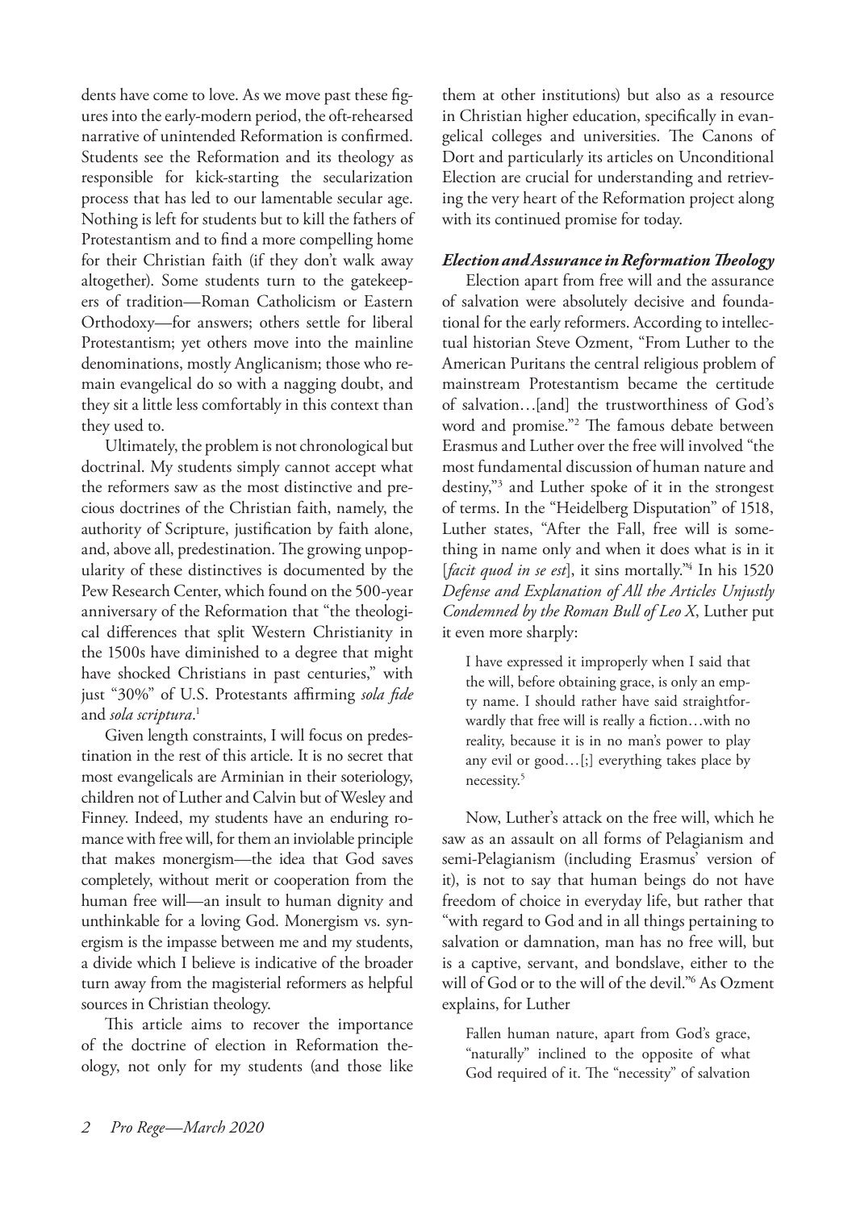dents have come to love. As we move past these figures into the early-modern period, the oft-rehearsed narrative of unintended Reformation is confirmed. Students see the Reformation and its theology as responsible for kick-starting the secularization process that has led to our lamentable secular age. Nothing is left for students but to kill the fathers of Protestantism and to find a more compelling home for their Christian faith (if they don't walk away altogether). Some students turn to the gatekeepers of tradition—Roman Catholicism or Eastern Orthodoxy—for answers; others settle for liberal Protestantism; yet others move into the mainline denominations, mostly Anglicanism; those who remain evangelical do so with a nagging doubt, and they sit a little less comfortably in this context than they used to.

Ultimately, the problem is not chronological but doctrinal. My students simply cannot accept what the reformers saw as the most distinctive and precious doctrines of the Christian faith, namely, the authority of Scripture, justification by faith alone, and, above all, predestination. The growing unpopularity of these distinctives is documented by the Pew Research Center, which found on the 500-year anniversary of the Reformation that "the theological differences that split Western Christianity in the 1500s have diminished to a degree that might have shocked Christians in past centuries," with just "30%" of U.S. Protestants affirming *sola fide* and *sola scriptura*.[1]

Given length constraints, I will focus on predestination in the rest of this article. It is no secret that most evangelicals are Arminian in their soteriology, children not of Luther and Calvin but of Wesley and Finney. Indeed, my students have an enduring romance with free will, for them an inviolable principle that makes monergism—the idea that God saves completely, without merit or cooperation from the human free will—an insult to human dignity and unthinkable for a loving God. Monergism vs. synergism is the impasse between me and my students, a divide which I believe is indicative of the broader turn away from the magisterial reformers as helpful sources in Christian theology.

This article aims to recover the importance of the doctrine of election in Reformation theology, not only for my students (and those like them at other institutions) but also as a resource in Christian higher education, specifically in evangelical colleges and universities. The Canons of Dort and particularly its articles on Unconditional Election are crucial for understanding and retrieving the very heart of the Reformation project along with its continued promise for today.

### *Election and Assurance in Reformation Theology*

Election apart from free will and the assurance of salvation were absolutely decisive and foundational for the early reformers. According to intellectual historian Steve Ozment, "From Luther to the American Puritans the central religious problem of mainstream Protestantism became the certitude of salvation…[and] the trustworthiness of God's word and promise."[2] The famous debate between Erasmus and Luther over the free will involved "the most fundamental discussion of human nature and destiny,"[3] and Luther spoke of it in the strongest of terms. In the "Heidelberg Disputation" of 1518, Luther states, "After the Fall, free will is something in name only and when it does what is in it [*facit quod in se est*], it sins mortally."[4] In his 1520 *Defense and Explanation of All the Articles Unjustly Condemned by the Roman Bull of Leo X*, Luther put it even more sharply:

> I have expressed it improperly when I said that the will, before obtaining grace, is only an empty name. I should rather have said straightforwardly that free will is really a fiction…with no reality, because it is in no man's power to play any evil or good…[;] everything takes place by necessity.[5]

Now, Luther's attack on the free will, which he saw as an assault on all forms of Pelagianism and semi-Pelagianism (including Erasmus' version of it), is not to say that human beings do not have freedom of choice in everyday life, but rather that "with regard to God and in all things pertaining to salvation or damnation, man has no free will, but is a captive, servant, and bondslave, either to the will of God or to the will of the devil."[6] As Ozment explains, for Luther

> Fallen human nature, apart from God's grace, "naturally" inclined to the opposite of what God required of it. The "necessity" of salvation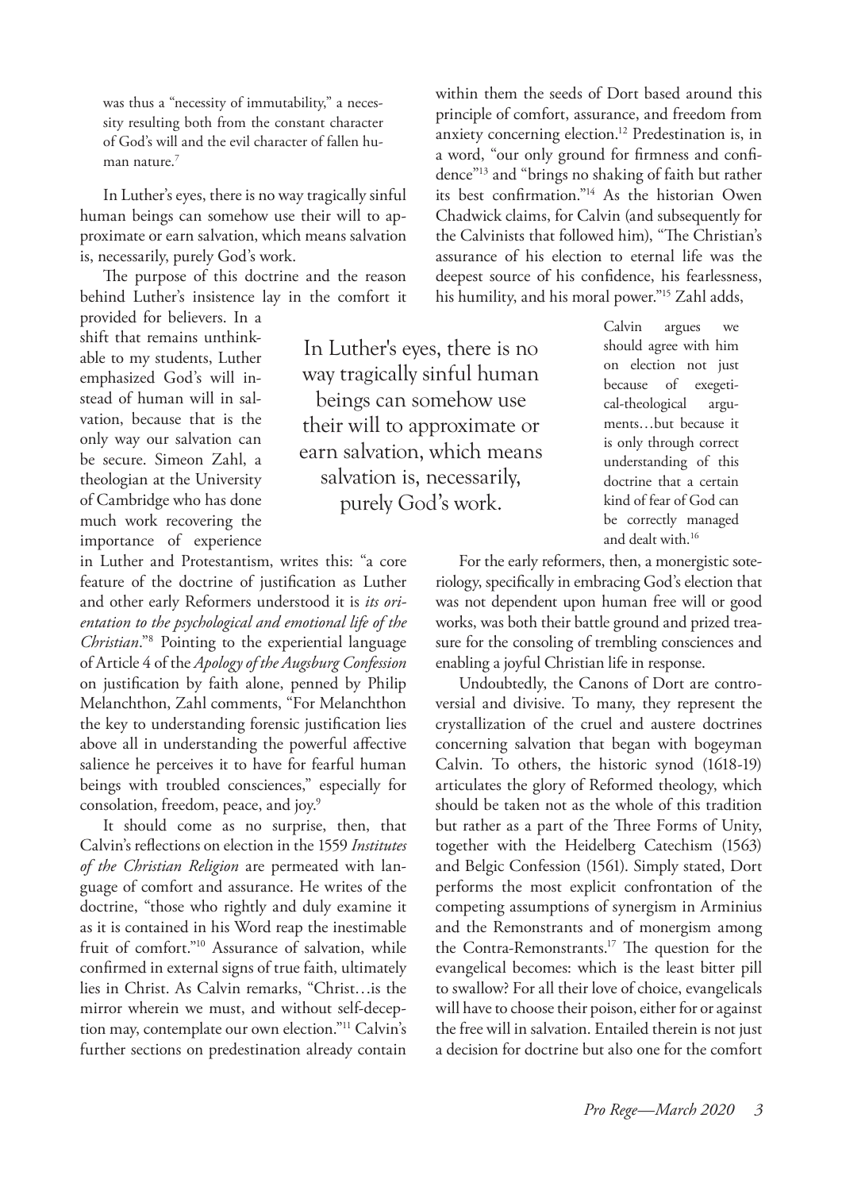> was thus a "necessity of immutability," a necessity resulting both from the constant character of God's will and the evil character of fallen human nature.[7]

In Luther's eyes, there is no way tragically sinful human beings can somehow use their will to approximate or earn salvation, which means salvation is, necessarily, purely God's work.

The purpose of this doctrine and the reason behind Luther's insistence lay in the comfort it provided for believers. In a shift that remains unthinkable to my students, Luther emphasized God's will instead of human will in salvation, because that is the only way our salvation can be secure. Simeon Zahl, a theologian at the University of Cambridge who has done much work recovering the importance of experience in Luther and Protestantism, writes this: "a core feature of the doctrine of justification as Luther and other early Reformers understood it is *its orientation to the psychological and emotional life of the Christian*."[8] Pointing to the experiential language of Article 4 of the *Apology of the Augsburg Confession* on justification by faith alone, penned by Philip Melanchthon, Zahl comments, "For Melanchthon the key to understanding forensic justification lies above all in understanding the powerful affective salience he perceives it to have for fearful human beings with troubled consciences," especially for consolation, freedom, peace, and joy.[9]

> In Luther's eyes, there is no way tragically sinful human beings can somehow use their will to approximate or earn salvation, which means salvation is, necessarily, purely God's work.

It should come as no surprise, then, that Calvin's reflections on election in the 1559 *Institutes of the Christian Religion* are permeated with language of comfort and assurance. He writes of the doctrine, "those who rightly and duly examine it as it is contained in his Word reap the inestimable fruit of comfort."[10] Assurance of salvation, while confirmed in external signs of true faith, ultimately lies in Christ. As Calvin remarks, "Christ…is the mirror wherein we must, and without self-deception may, contemplate our own election."[11] Calvin's further sections on predestination already contain within them the seeds of Dort based around this principle of comfort, assurance, and freedom from anxiety concerning election.[12] Predestination is, in a word, "our only ground for firmness and confidence"[13] and "brings no shaking of faith but rather its best confirmation."[14] As the historian Owen Chadwick claims, for Calvin (and subsequently for the Calvinists that followed him), "The Christian's assurance of his election to eternal life was the deepest source of his confidence, his fearlessness, his humility, and his moral power."[15] Zahl adds,

> Calvin argues we should agree with him on election not just because of exegetical-theological arguments…but because it is only through correct understanding of this doctrine that a certain kind of fear of God can be correctly managed and dealt with.[16]

For the early reformers, then, a monergistic soteriology, specifically in embracing God's election that was not dependent upon human free will or good works, was both their battle ground and prized treasure for the consoling of trembling consciences and enabling a joyful Christian life in response.

Undoubtedly, the Canons of Dort are controversial and divisive. To many, they represent the crystallization of the cruel and austere doctrines concerning salvation that began with bogeyman Calvin. To others, the historic synod (1618-19) articulates the glory of Reformed theology, which should be taken not as the whole of this tradition but rather as a part of the Three Forms of Unity, together with the Heidelberg Catechism (1563) and Belgic Confession (1561). Simply stated, Dort performs the most explicit confrontation of the competing assumptions of synergism in Arminius and the Remonstrants and of monergism among the Contra-Remonstrants.[17] The question for the evangelical becomes: which is the least bitter pill to swallow? For all their love of choice, evangelicals will have to choose their poison, either for or against the free will in salvation. Entailed therein is not just a decision for doctrine but also one for the comfort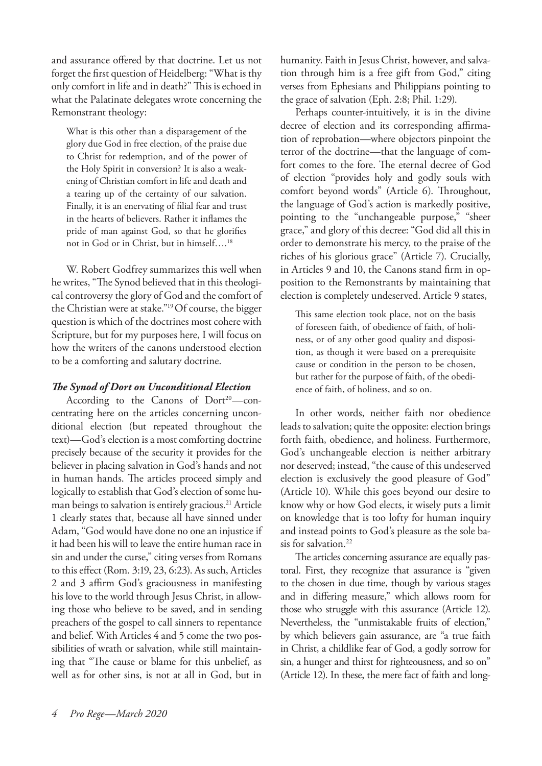and assurance offered by that doctrine. Let us not forget the first question of Heidelberg: "What is thy only comfort in life and in death?" This is echoed in what the Palatinate delegates wrote concerning the Remonstrant theology:

> What is this other than a disparagement of the glory due God in free election, of the praise due to Christ for redemption, and of the power of the Holy Spirit in conversion? It is also a weakening of Christian comfort in life and death and a tearing up of the certainty of our salvation. Finally, it is an enervating of filial fear and trust in the hearts of believers. Rather it inflames the pride of man against God, so that he glorifies not in God or in Christ, but in himself….[18]

W. Robert Godfrey summarizes this well when he writes, "The Synod believed that in this theological controversy the glory of God and the comfort of the Christian were at stake."[19] Of course, the bigger question is which of the doctrines most cohere with Scripture, but for my purposes here, I will focus on how the writers of the canons understood election to be a comforting and salutary doctrine.

### *The Synod of Dort on Unconditional Election*

According to the Canons of Dort[20]—concentrating here on the articles concerning unconditional election (but repeated throughout the text)—God's election is a most comforting doctrine precisely because of the security it provides for the believer in placing salvation in God's hands and not in human hands. The articles proceed simply and logically to establish that God's election of some human beings to salvation is entirely gracious.[21] Article 1 clearly states that, because all have sinned under Adam, "God would have done no one an injustice if it had been his will to leave the entire human race in sin and under the curse," citing verses from Romans to this effect (Rom. 3:19, 23, 6:23). As such, Articles 2 and 3 affirm God's graciousness in manifesting his love to the world through Jesus Christ, in allowing those who believe to be saved, and in sending preachers of the gospel to call sinners to repentance and belief. With Articles 4 and 5 come the two possibilities of wrath or salvation, while still maintaining that "The cause or blame for this unbelief, as well as for other sins, is not at all in God, but in humanity. Faith in Jesus Christ, however, and salvation through him is a free gift from God," citing verses from Ephesians and Philippians pointing to the grace of salvation (Eph. 2:8; Phil. 1:29).

Perhaps counter-intuitively, it is in the divine decree of election and its corresponding affirmation of reprobation—where objectors pinpoint the terror of the doctrine—that the language of comfort comes to the fore. The eternal decree of God of election "provides holy and godly souls with comfort beyond words" (Article 6). Throughout, the language of God's action is markedly positive, pointing to the "unchangeable purpose," "sheer grace," and glory of this decree: "God did all this in order to demonstrate his mercy, to the praise of the riches of his glorious grace" (Article 7). Crucially, in Articles 9 and 10, the Canons stand firm in opposition to the Remonstrants by maintaining that election is completely undeserved. Article 9 states,

> This same election took place, not on the basis of foreseen faith, of obedience of faith, of holiness, or of any other good quality and disposition, as though it were based on a prerequisite cause or condition in the person to be chosen, but rather for the purpose of faith, of the obedience of faith, of holiness, and so on.

In other words, neither faith nor obedience leads to salvation; quite the opposite: election brings forth faith, obedience, and holiness. Furthermore, God's unchangeable election is neither arbitrary nor deserved; instead, "the cause of this undeserved election is exclusively the good pleasure of God" (Article 10). While this goes beyond our desire to know why or how God elects, it wisely puts a limit on knowledge that is too lofty for human inquiry and instead points to God's pleasure as the sole basis for salvation.[22]

The articles concerning assurance are equally pastoral. First, they recognize that assurance is "given to the chosen in due time, though by various stages and in differing measure," which allows room for those who struggle with this assurance (Article 12). Nevertheless, the "unmistakable fruits of election," by which believers gain assurance, are "a true faith in Christ, a childlike fear of God, a godly sorrow for sin, a hunger and thirst for righteousness, and so on" (Article 12). In these, the mere fact of faith and long-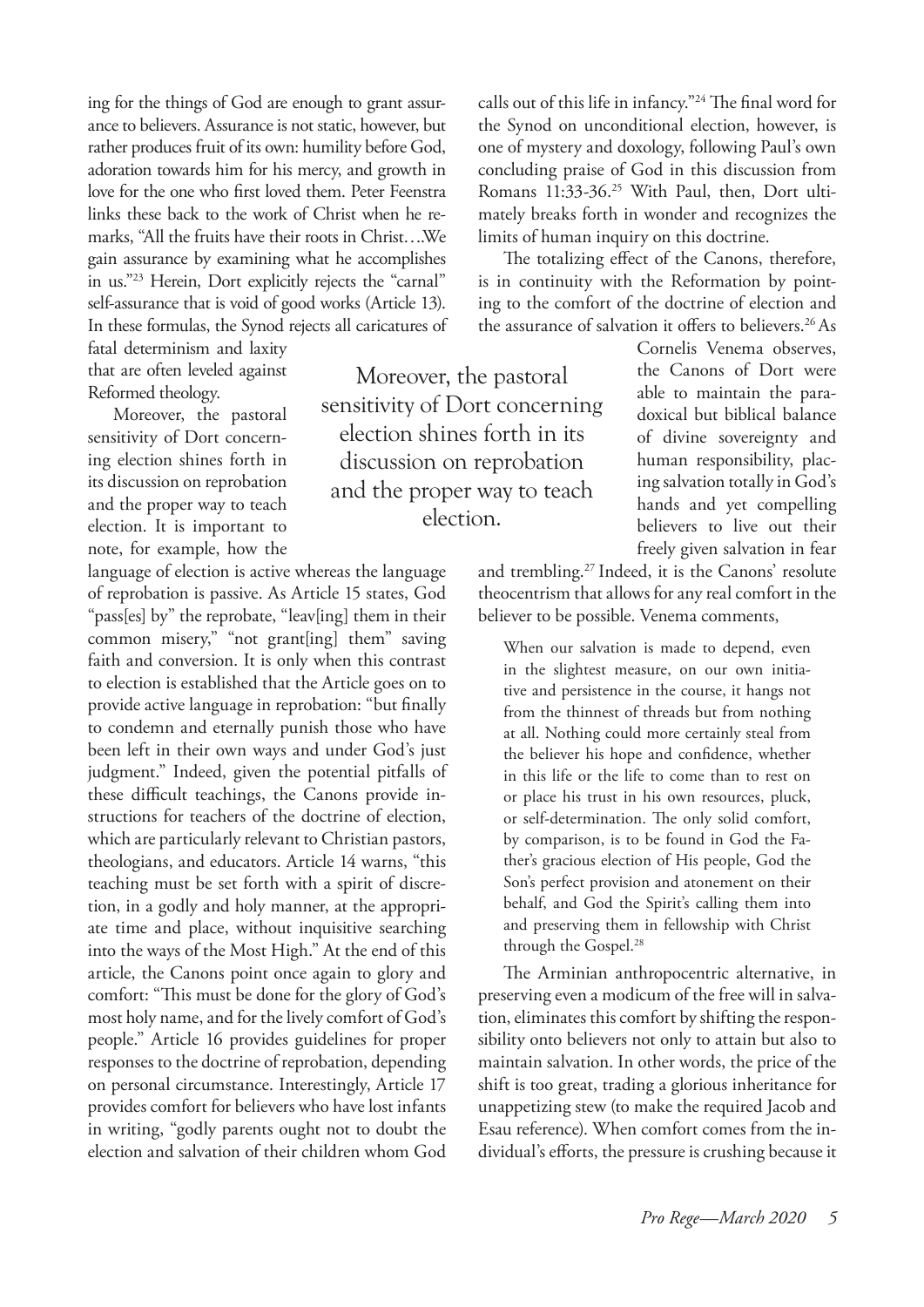ing for the things of God are enough to grant assurance to believers. Assurance is not static, however, but rather produces fruit of its own: humility before God, adoration towards him for his mercy, and growth in love for the one who first loved them. Peter Feenstra links these back to the work of Christ when he remarks, "All the fruits have their roots in Christ….We gain assurance by examining what he accomplishes in us."[23] Herein, Dort explicitly rejects the "carnal" self-assurance that is void of good works (Article 13). In these formulas, the Synod rejects all caricatures of fatal determinism and laxity that are often leveled against Reformed theology.

Moreover, the pastoral sensitivity of Dort concerning election shines forth in its discussion on reprobation and the proper way to teach election. It is important to note, for example, how the language of election is active whereas the language of reprobation is passive. As Article 15 states, God "pass[es] by" the reprobate, "leav[ing] them in their common misery," "not grant[ing] them" saving faith and conversion. It is only when this contrast to election is established that the Article goes on to provide active language in reprobation: "but finally to condemn and eternally punish those who have been left in their own ways and under God's just judgment." Indeed, given the potential pitfalls of these difficult teachings, the Canons provide instructions for teachers of the doctrine of election, which are particularly relevant to Christian pastors, theologians, and educators. Article 14 warns, "this teaching must be set forth with a spirit of discretion, in a godly and holy manner, at the appropriate time and place, without inquisitive searching into the ways of the Most High." At the end of this article, the Canons point once again to glory and comfort: "This must be done for the glory of God's most holy name, and for the lively comfort of God's people." Article 16 provides guidelines for proper responses to the doctrine of reprobation, depending on personal circumstance. Interestingly, Article 17 provides comfort for believers who have lost infants in writing, "godly parents ought not to doubt the election and salvation of their children whom God calls out of this life in infancy."[24] The final word for the Synod on unconditional election, however, is one of mystery and doxology, following Paul's own concluding praise of God in this discussion from Romans 11:33-36.[25] With Paul, then, Dort ultimately breaks forth in wonder and recognizes the limits of human inquiry on this doctrine.

The totalizing effect of the Canons, therefore, is in continuity with the Reformation by pointing to the comfort of the doctrine of election and the assurance of salvation it offers to believers.[26] As Cornelis Venema observes, the Canons of Dort were able to maintain the paradoxical but biblical balance of divine sovereignty and human responsibility, placing salvation totally in God's hands and yet compelling believers to live out their freely given salvation in fear and trembling.[27] Indeed, it is the Canons' resolute theocentrism that allows for any real comfort in the believer to be possible. Venema comments,

> When our salvation is made to depend, even in the slightest measure, on our own initiative and persistence in the course, it hangs not from the thinnest of threads but from nothing at all. Nothing could more certainly steal from the believer his hope and confidence, whether in this life or the life to come than to rest on or place his trust in his own resources, pluck, or self-determination. The only solid comfort, by comparison, is to be found in God the Father's gracious election of His people, God the Son's perfect provision and atonement on their behalf, and God the Spirit's calling them into and preserving them in fellowship with Christ through the Gospel.[28]

The Arminian anthropocentric alternative, in preserving even a modicum of the free will in salvation, eliminates this comfort by shifting the responsibility onto believers not only to attain but also to maintain salvation. In other words, the price of the shift is too great, trading a glorious inheritance for unappetizing stew (to make the required Jacob and Esau reference). When comfort comes from the individual's efforts, the pressure is crushing because it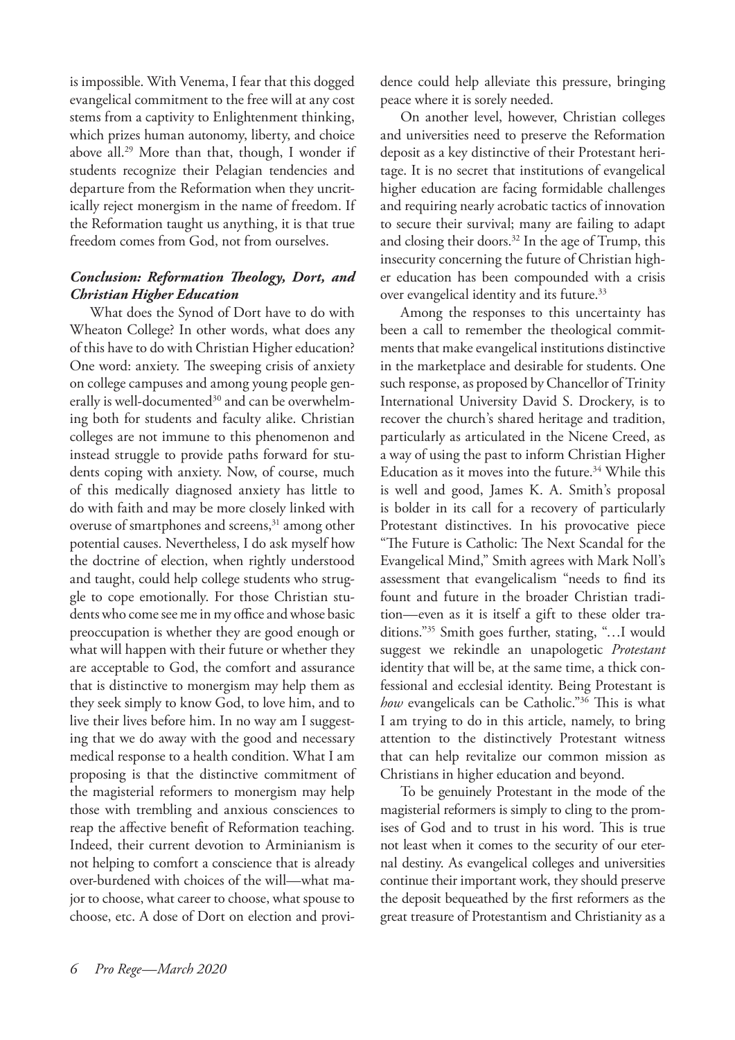is impossible. With Venema, I fear that this dogged evangelical commitment to the free will at any cost stems from a captivity to Enlightenment thinking, which prizes human autonomy, liberty, and choice above all.[29] More than that, though, I wonder if students recognize their Pelagian tendencies and departure from the Reformation when they uncritically reject monergism in the name of freedom. If the Reformation taught us anything, it is that true freedom comes from God, not from ourselves.

### *Conclusion: Reformation Theology, Dort, and Christian Higher Education*

What does the Synod of Dort have to do with Wheaton College? In other words, what does any of this have to do with Christian Higher education? One word: anxiety. The sweeping crisis of anxiety on college campuses and among young people generally is well-documented[30] and can be overwhelming both for students and faculty alike. Christian colleges are not immune to this phenomenon and instead struggle to provide paths forward for students coping with anxiety. Now, of course, much of this medically diagnosed anxiety has little to do with faith and may be more closely linked with overuse of smartphones and screens,[31] among other potential causes. Nevertheless, I do ask myself how the doctrine of election, when rightly understood and taught, could help college students who struggle to cope emotionally. For those Christian students who come see me in my office and whose basic preoccupation is whether they are good enough or what will happen with their future or whether they are acceptable to God, the comfort and assurance that is distinctive to monergism may help them as they seek simply to know God, to love him, and to live their lives before him. In no way am I suggesting that we do away with the good and necessary medical response to a health condition. What I am proposing is that the distinctive commitment of the magisterial reformers to monergism may help those with trembling and anxious consciences to reap the affective benefit of Reformation teaching. Indeed, their current devotion to Arminianism is not helping to comfort a conscience that is already over-burdened with choices of the will—what major to choose, what career to choose, what spouse to choose, etc. A dose of Dort on election and providence could help alleviate this pressure, bringing peace where it is sorely needed.

On another level, however, Christian colleges and universities need to preserve the Reformation deposit as a key distinctive of their Protestant heritage. It is no secret that institutions of evangelical higher education are facing formidable challenges and requiring nearly acrobatic tactics of innovation to secure their survival; many are failing to adapt and closing their doors.[32] In the age of Trump, this insecurity concerning the future of Christian higher education has been compounded with a crisis over evangelical identity and its future.[33]

Among the responses to this uncertainty has been a call to remember the theological commitments that make evangelical institutions distinctive in the marketplace and desirable for students. One such response, as proposed by Chancellor of Trinity International University David S. Drockery, is to recover the church's shared heritage and tradition, particularly as articulated in the Nicene Creed, as a way of using the past to inform Christian Higher Education as it moves into the future.[34] While this is well and good, James K. A. Smith's proposal is bolder in its call for a recovery of particularly Protestant distinctives. In his provocative piece "The Future is Catholic: The Next Scandal for the Evangelical Mind," Smith agrees with Mark Noll's assessment that evangelicalism "needs to find its fount and future in the broader Christian tradition—even as it is itself a gift to these older traditions."[35] Smith goes further, stating, "…I would suggest we rekindle an unapologetic *Protestant* identity that will be, at the same time, a thick confessional and ecclesial identity. Being Protestant is *how* evangelicals can be Catholic."[36] This is what I am trying to do in this article, namely, to bring attention to the distinctively Protestant witness that can help revitalize our common mission as Christians in higher education and beyond.

To be genuinely Protestant in the mode of the magisterial reformers is simply to cling to the promises of God and to trust in his word. This is true not least when it comes to the security of our eternal destiny. As evangelical colleges and universities continue their important work, they should preserve the deposit bequeathed by the first reformers as the great treasure of Protestantism and Christianity as a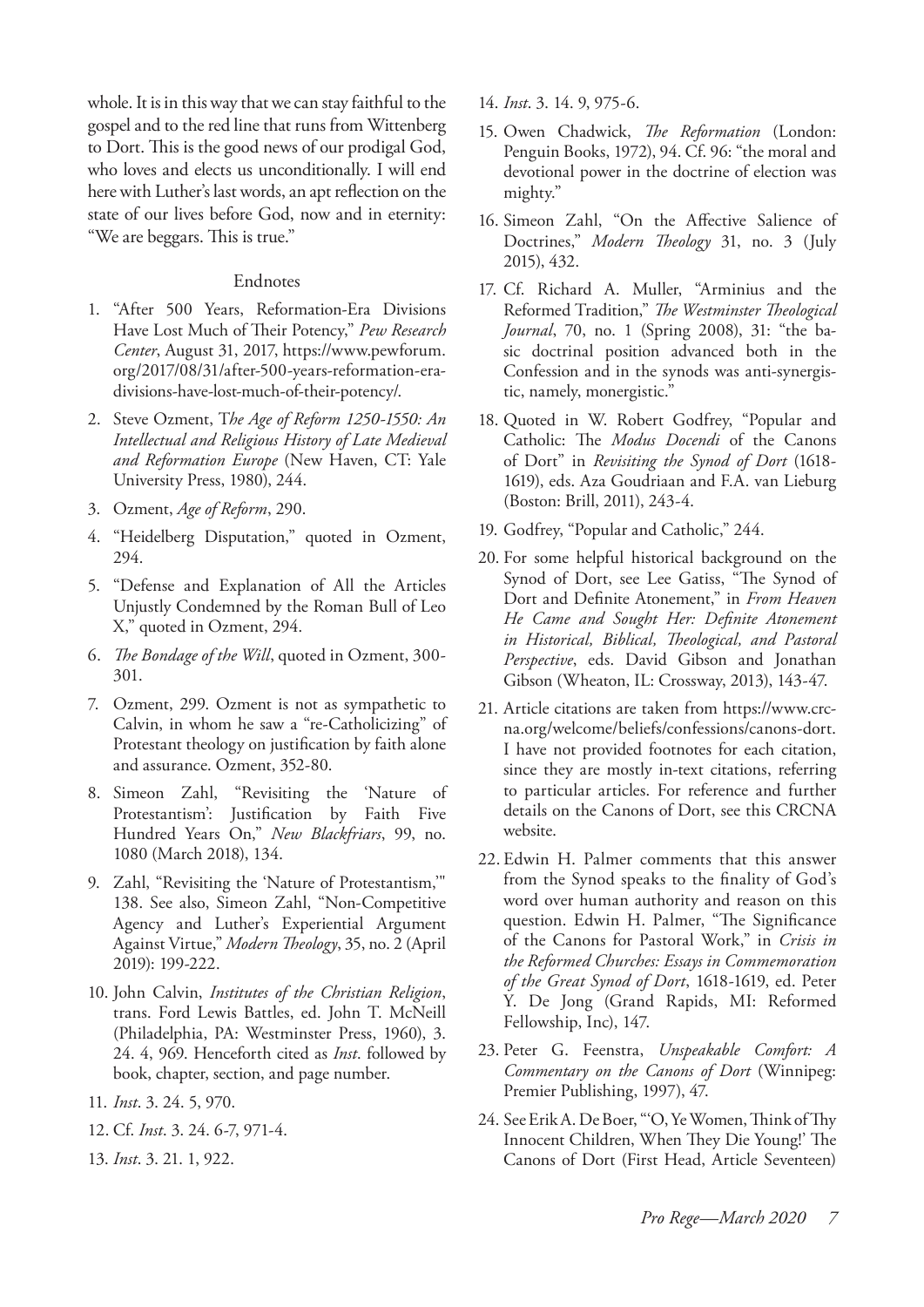whole. It is in this way that we can stay faithful to the gospel and to the red line that runs from Wittenberg to Dort. This is the good news of our prodigal God, who loves and elects us unconditionally. I will end here with Luther's last words, an apt reflection on the state of our lives before God, now and in eternity: "We are beggars. This is true."

## Endnotes

1. "After 500 Years, Reformation-Era Divisions Have Lost Much of Their Potency," *Pew Research Center*, August 31, 2017, https://www.pewforum.org/2017/08/31/after-500-years-reformation-era-divisions-have-lost-much-of-their-potency/.
2. Steve Ozment, T*he Age of Reform 1250-1550: An Intellectual and Religious History of Late Medieval and Reformation Europe* (New Haven, CT: Yale University Press, 1980), 244.
3. Ozment, *Age of Reform*, 290.
4. "Heidelberg Disputation," quoted in Ozment, 294.
5. "Defense and Explanation of All the Articles Unjustly Condemned by the Roman Bull of Leo X," quoted in Ozment, 294.
6. *The Bondage of the Will*, quoted in Ozment, 300-301.
7. Ozment, 299. Ozment is not as sympathetic to Calvin, in whom he saw a "re-Catholicizing" of Protestant theology on justification by faith alone and assurance. Ozment, 352-80.
8. Simeon Zahl, "Revisiting the 'Nature of Protestantism': Justification by Faith Five Hundred Years On," *New Blackfriars*, 99, no. 1080 (March 2018), 134.
9. Zahl, "Revisiting the 'Nature of Protestantism,'" 138. See also, Simeon Zahl, "Non-Competitive Agency and Luther's Experiential Argument Against Virtue," *Modern Theology*, 35, no. 2 (April 2019): 199-222.
10. John Calvin, *Institutes of the Christian Religion*, trans. Ford Lewis Battles, ed. John T. McNeill (Philadelphia, PA: Westminster Press, 1960), 3. 24. 4, 969. Henceforth cited as *Inst*. followed by book, chapter, section, and page number.
11. *Inst*. 3. 24. 5, 970.
12. Cf. *Inst*. 3. 24. 6-7, 971-4.
13. *Inst*. 3. 21. 1, 922.
14. *Inst*. 3. 14. 9, 975-6.
15. Owen Chadwick, *The Reformation* (London: Penguin Books, 1972), 94. Cf. 96: "the moral and devotional power in the doctrine of election was mighty."
16. Simeon Zahl, "On the Affective Salience of Doctrines," *Modern Theology* 31, no. 3 (July 2015), 432.
17. Cf. Richard A. Muller, "Arminius and the Reformed Tradition," *The Westminster Theological Journal*, 70, no. 1 (Spring 2008), 31: "the basic doctrinal position advanced both in the Confession and in the synods was anti-synergistic, namely, monergistic."
18. Quoted in W. Robert Godfrey, "Popular and Catholic: The *Modus Docendi* of the Canons of Dort" in *Revisiting the Synod of Dort* (1618-1619), eds. Aza Goudriaan and F.A. van Lieburg (Boston: Brill, 2011), 243-4.
19. Godfrey, "Popular and Catholic," 244.
20. For some helpful historical background on the Synod of Dort, see Lee Gatiss, "The Synod of Dort and Definite Atonement," in *From Heaven He Came and Sought Her: Definite Atonement in Historical, Biblical, Theological, and Pastoral Perspective*, eds. David Gibson and Jonathan Gibson (Wheaton, IL: Crossway, 2013), 143-47.
21. Article citations are taken from https://www.crcna.org/welcome/beliefs/confessions/canons-dort. I have not provided footnotes for each citation, since they are mostly in-text citations, referring to particular articles. For reference and further details on the Canons of Dort, see this CRCNA website.
22. Edwin H. Palmer comments that this answer from the Synod speaks to the finality of God's word over human authority and reason on this question. Edwin H. Palmer, "The Significance of the Canons for Pastoral Work," in *Crisis in the Reformed Churches: Essays in Commemoration of the Great Synod of Dort*, 1618-1619, ed. Peter Y. De Jong (Grand Rapids, MI: Reformed Fellowship, Inc), 147.
23. Peter G. Feenstra, *Unspeakable Comfort: A Commentary on the Canons of Dort* (Winnipeg: Premier Publishing, 1997), 47.
24. See Erik A. De Boer, "'O, Ye Women, Think of Thy Innocent Children, When They Die Young!' The Canons of Dort (First Head, Article Seventeen)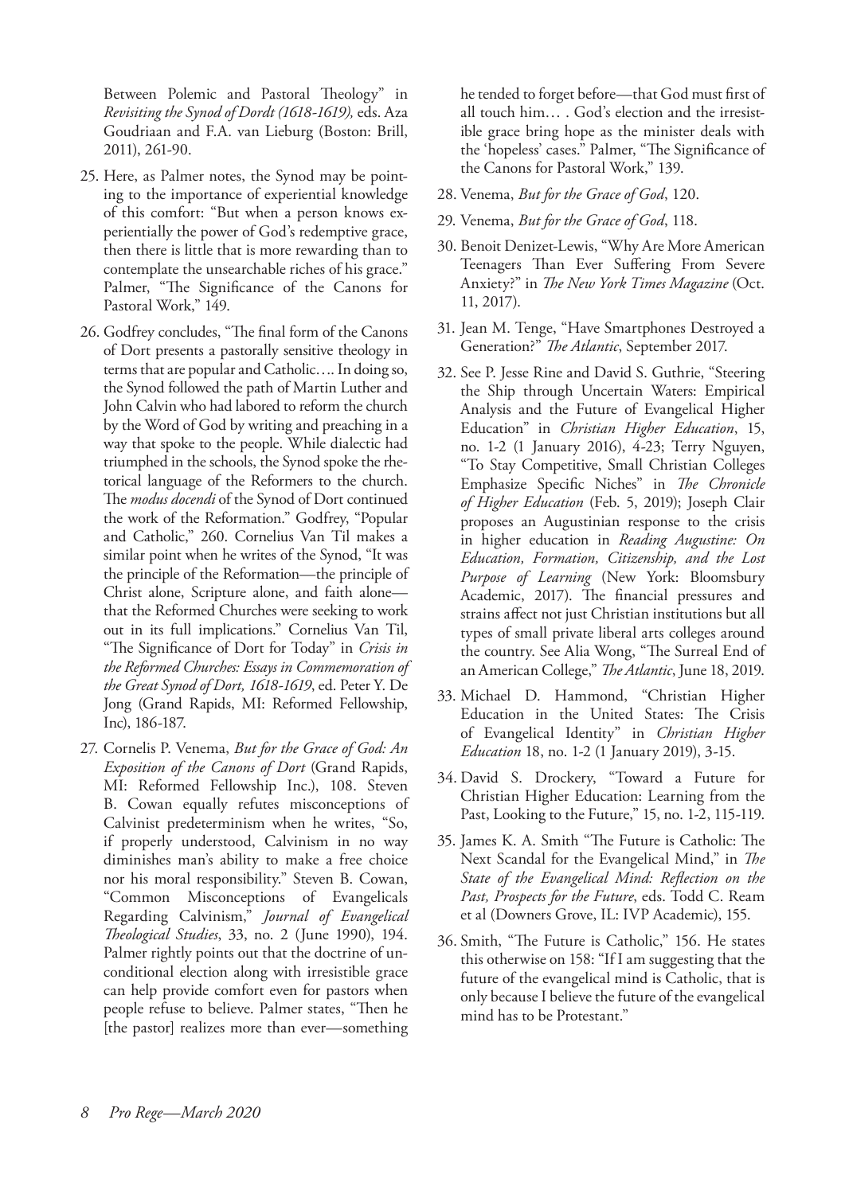Between Polemic and Pastoral Theology" in *Revisiting the Synod of Dordt (1618-1619),* eds. Aza Goudriaan and F.A. van Lieburg (Boston: Brill, 2011), 261-90.

25. Here, as Palmer notes, the Synod may be pointing to the importance of experiential knowledge of this comfort: "But when a person knows experientially the power of God's redemptive grace, then there is little that is more rewarding than to contemplate the unsearchable riches of his grace." Palmer, "The Significance of the Canons for Pastoral Work," 149.

26. Godfrey concludes, "The final form of the Canons of Dort presents a pastorally sensitive theology in terms that are popular and Catholic…. In doing so, the Synod followed the path of Martin Luther and John Calvin who had labored to reform the church by the Word of God by writing and preaching in a way that spoke to the people. While dialectic had triumphed in the schools, the Synod spoke the rhetorical language of the Reformers to the church. The *modus docendi* of the Synod of Dort continued the work of the Reformation." Godfrey, "Popular and Catholic," 260. Cornelius Van Til makes a similar point when he writes of the Synod, "It was the principle of the Reformation—the principle of Christ alone, Scripture alone, and faith alone—that the Reformed Churches were seeking to work out in its full implications." Cornelius Van Til, "The Significance of Dort for Today" in *Crisis in the Reformed Churches: Essays in Commemoration of the Great Synod of Dort, 1618-1619*, ed. Peter Y. De Jong (Grand Rapids, MI: Reformed Fellowship, Inc), 186-187.

27. Cornelis P. Venema, *But for the Grace of God: An Exposition of the Canons of Dort* (Grand Rapids, MI: Reformed Fellowship Inc.), 108. Steven B. Cowan equally refutes misconceptions of Calvinist predeterminism when he writes, "So, if properly understood, Calvinism in no way diminishes man's ability to make a free choice nor his moral responsibility." Steven B. Cowan, "Common Misconceptions of Evangelicals Regarding Calvinism," *Journal of Evangelical Theological Studies*, 33, no. 2 (June 1990), 194. Palmer rightly points out that the doctrine of unconditional election along with irresistible grace can help provide comfort even for pastors when people refuse to believe. Palmer states, "Then he [the pastor] realizes more than ever—something he tended to forget before—that God must first of all touch him… . God's election and the irresistible grace bring hope as the minister deals with the 'hopeless' cases." Palmer, "The Significance of the Canons for Pastoral Work," 139.

28. Venema, *But for the Grace of God*, 120.

29. Venema, *But for the Grace of God*, 118.

30. Benoit Denizet-Lewis, "Why Are More American Teenagers Than Ever Suffering From Severe Anxiety?" in *The New York Times Magazine* (Oct. 11, 2017).

31. Jean M. Tenge, "Have Smartphones Destroyed a Generation?" *The Atlantic*, September 2017.

32. See P. Jesse Rine and David S. Guthrie, "Steering the Ship through Uncertain Waters: Empirical Analysis and the Future of Evangelical Higher Education" in *Christian Higher Education*, 15, no. 1-2 (1 January 2016), 4-23; Terry Nguyen, "To Stay Competitive, Small Christian Colleges Emphasize Specific Niches" in *The Chronicle of Higher Education* (Feb. 5, 2019); Joseph Clair proposes an Augustinian response to the crisis in higher education in *Reading Augustine: On Education, Formation, Citizenship, and the Lost Purpose of Learning* (New York: Bloomsbury Academic, 2017). The financial pressures and strains affect not just Christian institutions but all types of small private liberal arts colleges around the country. See Alia Wong, "The Surreal End of an American College," *The Atlantic*, June 18, 2019.

33. Michael D. Hammond, "Christian Higher Education in the United States: The Crisis of Evangelical Identity" in *Christian Higher Education* 18, no. 1-2 (1 January 2019), 3-15.

34. David S. Drockery, "Toward a Future for Christian Higher Education: Learning from the Past, Looking to the Future," 15, no. 1-2, 115-119.

35. James K. A. Smith "The Future is Catholic: The Next Scandal for the Evangelical Mind," in *The State of the Evangelical Mind: Reflection on the Past, Prospects for the Future*, eds. Todd C. Ream et al (Downers Grove, IL: IVP Academic), 155.

36. Smith, "The Future is Catholic," 156. He states this otherwise on 158: "If I am suggesting that the future of the evangelical mind is Catholic, that is only because I believe the future of the evangelical mind has to be Protestant."